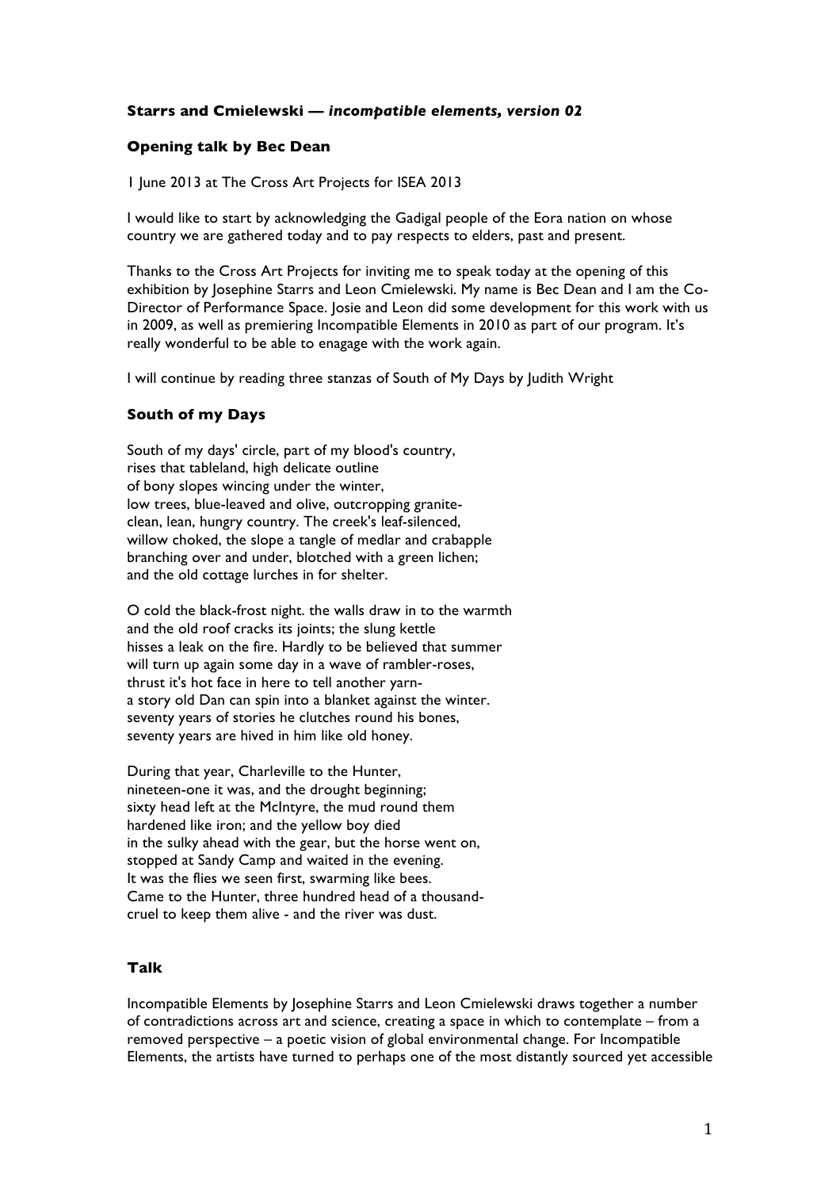### **Starrs and Cmielewski — *incompatible elements, version 02***

### **Opening talk by Bec Dean**

1 June 2013 at The Cross Art Projects for ISEA 2013

I would like to start by acknowledging the Gadigal people of the Eora nation on whose country we are gathered today and to pay respects to elders, past and present.

Thanks to the Cross Art Projects for inviting me to speak today at the opening of this exhibition by Josephine Starrs and Leon Cmielewski. My name is Bec Dean and I am the Co-Director of Performance Space. Josie and Leon did some development for this work with us in 2009, as well as premiering Incompatible Elements in 2010 as part of our program. It's really wonderful to be able to enagage with the work again.

I will continue by reading three stanzas of South of My Days by Judith Wright

### **South of my Days**

South of my days' circle, part of my blood's country,
rises that tableland, high delicate outline
of bony slopes wincing under the winter,
low trees, blue-leaved and olive, outcropping granite-
clean, lean, hungry country. The creek's leaf-silenced,
willow choked, the slope a tangle of medlar and crabapple
branching over and under, blotched with a green lichen;
and the old cottage lurches in for shelter.

O cold the black-frost night. the walls draw in to the warmth
and the old roof cracks its joints; the slung kettle
hisses a leak on the fire. Hardly to be believed that summer
will turn up again some day in a wave of rambler-roses,
thrust it's hot face in here to tell another yarn-
a story old Dan can spin into a blanket against the winter.
seventy years of stories he clutches round his bones,
seventy years are hived in him like old honey.

During that year, Charleville to the Hunter,
nineteen-one it was, and the drought beginning;
sixty head left at the McIntyre, the mud round them
hardened like iron; and the yellow boy died
in the sulky ahead with the gear, but the horse went on,
stopped at Sandy Camp and waited in the evening.
It was the flies we seen first, swarming like bees.
Came to the Hunter, three hundred head of a thousand-
cruel to keep them alive - and the river was dust.

### **Talk**

Incompatible Elements by Josephine Starrs and Leon Cmielewski draws together a number of contradictions across art and science, creating a space in which to contemplate – from a removed perspective – a poetic vision of global environmental change. For Incompatible Elements, the artists have turned to perhaps one of the most distantly sourced yet accessible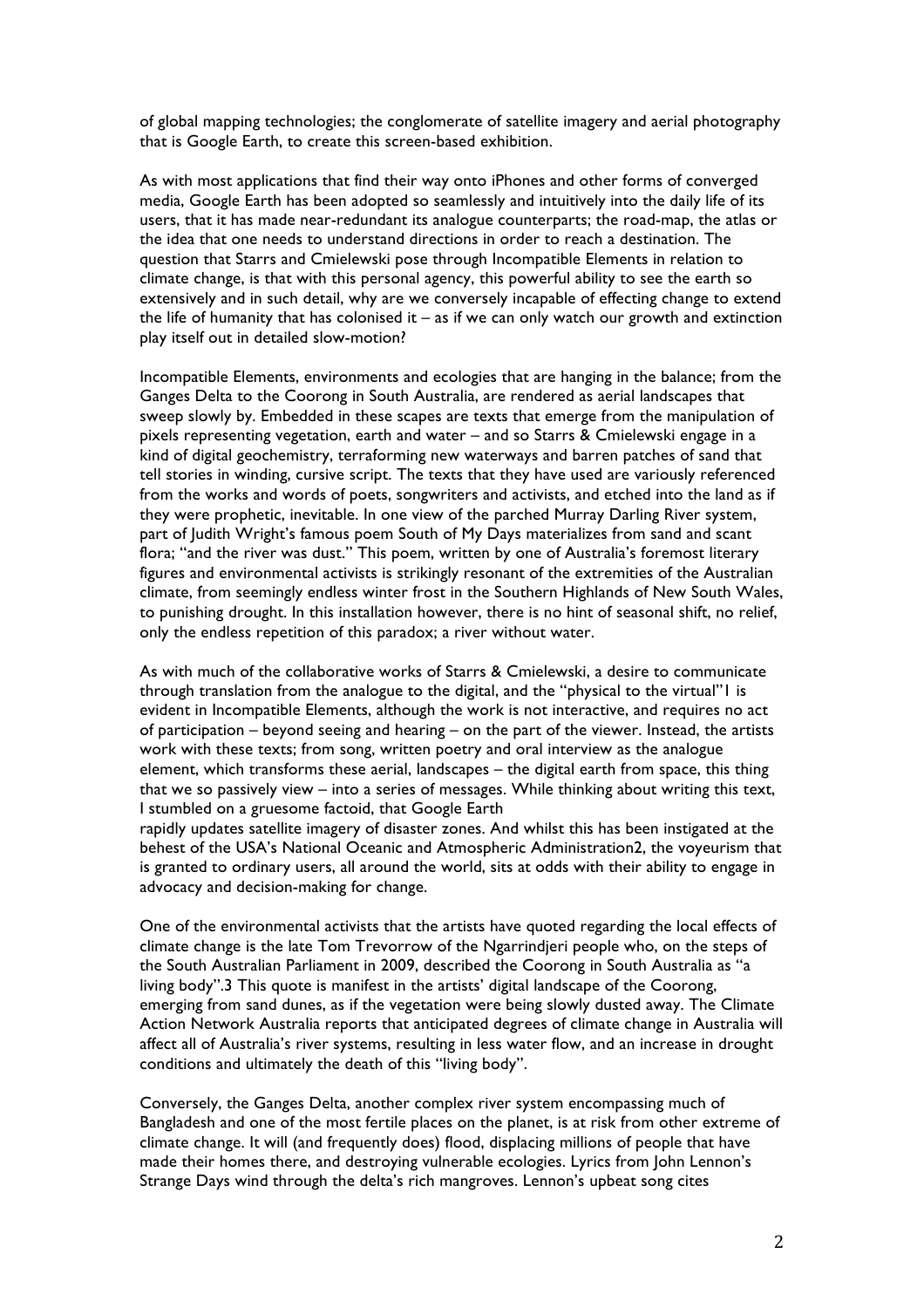of global mapping technologies; the conglomerate of satellite imagery and aerial photography that is Google Earth, to create this screen-based exhibition.

As with most applications that find their way onto iPhones and other forms of converged media, Google Earth has been adopted so seamlessly and intuitively into the daily life of its users, that it has made near-redundant its analogue counterparts; the road-map, the atlas or the idea that one needs to understand directions in order to reach a destination. The question that Starrs and Cmielewski pose through Incompatible Elements in relation to climate change, is that with this personal agency, this powerful ability to see the earth so extensively and in such detail, why are we conversely incapable of effecting change to extend the life of humanity that has colonised it – as if we can only watch our growth and extinction play itself out in detailed slow-motion?

Incompatible Elements, environments and ecologies that are hanging in the balance; from the Ganges Delta to the Coorong in South Australia, are rendered as aerial landscapes that sweep slowly by. Embedded in these scapes are texts that emerge from the manipulation of pixels representing vegetation, earth and water – and so Starrs & Cmielewski engage in a kind of digital geochemistry, terraforming new waterways and barren patches of sand that tell stories in winding, cursive script. The texts that they have used are variously referenced from the works and words of poets, songwriters and activists, and etched into the land as if they were prophetic, inevitable. In one view of the parched Murray Darling River system, part of Judith Wright's famous poem South of My Days materializes from sand and scant flora; "and the river was dust." This poem, written by one of Australia's foremost literary figures and environmental activists is strikingly resonant of the extremities of the Australian climate, from seemingly endless winter frost in the Southern Highlands of New South Wales, to punishing drought. In this installation however, there is no hint of seasonal shift, no relief, only the endless repetition of this paradox; a river without water.

As with much of the collaborative works of Starrs & Cmielewski, a desire to communicate through translation from the analogue to the digital, and the "physical to the virtual"[1] is evident in Incompatible Elements, although the work is not interactive, and requires no act of participation – beyond seeing and hearing – on the part of the viewer. Instead, the artists work with these texts; from song, written poetry and oral interview as the analogue element, which transforms these aerial, landscapes – the digital earth from space, this thing that we so passively view – into a series of messages. While thinking about writing this text, I stumbled on a gruesome factoid, that Google Earth rapidly updates satellite imagery of disaster zones. And whilst this has been instigated at the behest of the USA's National Oceanic and Atmospheric Administration[2], the voyeurism that is granted to ordinary users, all around the world, sits at odds with their ability to engage in advocacy and decision-making for change.

One of the environmental activists that the artists have quoted regarding the local effects of climate change is the late Tom Trevorrow of the Ngarrindjeri people who, on the steps of the South Australian Parliament in 2009, described the Coorong in South Australia as "a living body".[3] This quote is manifest in the artists' digital landscape of the Coorong, emerging from sand dunes, as if the vegetation were being slowly dusted away. The Climate Action Network Australia reports that anticipated degrees of climate change in Australia will affect all of Australia's river systems, resulting in less water flow, and an increase in drought conditions and ultimately the death of this "living body".

Conversely, the Ganges Delta, another complex river system encompassing much of Bangladesh and one of the most fertile places on the planet, is at risk from other extreme of climate change. It will (and frequently does) flood, displacing millions of people that have made their homes there, and destroying vulnerable ecologies. Lyrics from John Lennon's Strange Days wind through the delta's rich mangroves. Lennon's upbeat song cites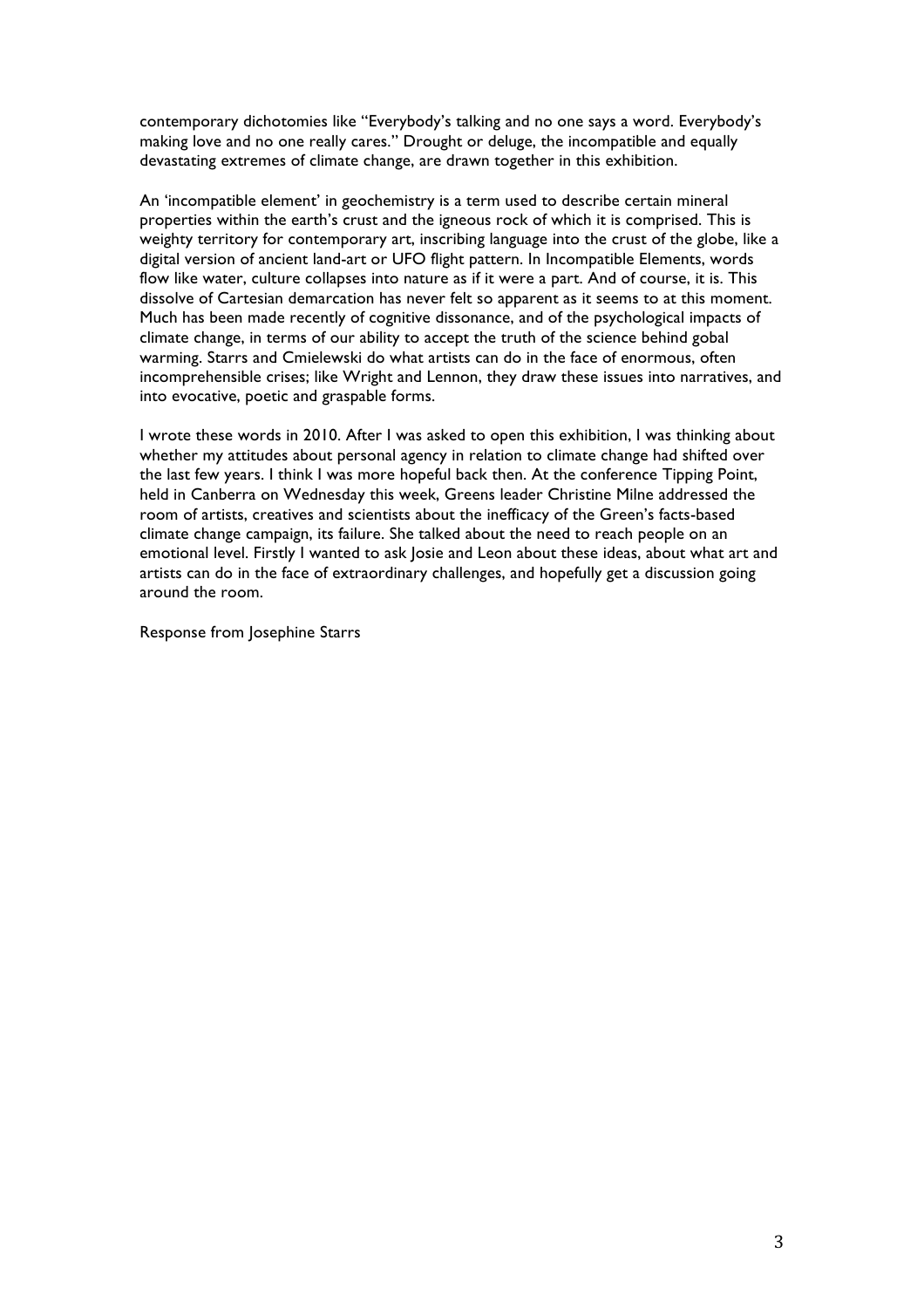contemporary dichotomies like "Everybody's talking and no one says a word. Everybody's making love and no one really cares." Drought or deluge, the incompatible and equally devastating extremes of climate change, are drawn together in this exhibition.

An 'incompatible element' in geochemistry is a term used to describe certain mineral properties within the earth's crust and the igneous rock of which it is comprised. This is weighty territory for contemporary art, inscribing language into the crust of the globe, like a digital version of ancient land-art or UFO flight pattern. In Incompatible Elements, words flow like water, culture collapses into nature as if it were a part. And of course, it is. This dissolve of Cartesian demarcation has never felt so apparent as it seems to at this moment. Much has been made recently of cognitive dissonance, and of the psychological impacts of climate change, in terms of our ability to accept the truth of the science behind gobal warming. Starrs and Cmielewski do what artists can do in the face of enormous, often incomprehensible crises; like Wright and Lennon, they draw these issues into narratives, and into evocative, poetic and graspable forms.

I wrote these words in 2010. After I was asked to open this exhibition, I was thinking about whether my attitudes about personal agency in relation to climate change had shifted over the last few years. I think I was more hopeful back then. At the conference Tipping Point, held in Canberra on Wednesday this week, Greens leader Christine Milne addressed the room of artists, creatives and scientists about the inefficacy of the Green's facts-based climate change campaign, its failure. She talked about the need to reach people on an emotional level. Firstly I wanted to ask Josie and Leon about these ideas, about what art and artists can do in the face of extraordinary challenges, and hopefully get a discussion going around the room.

Response from Josephine Starrs